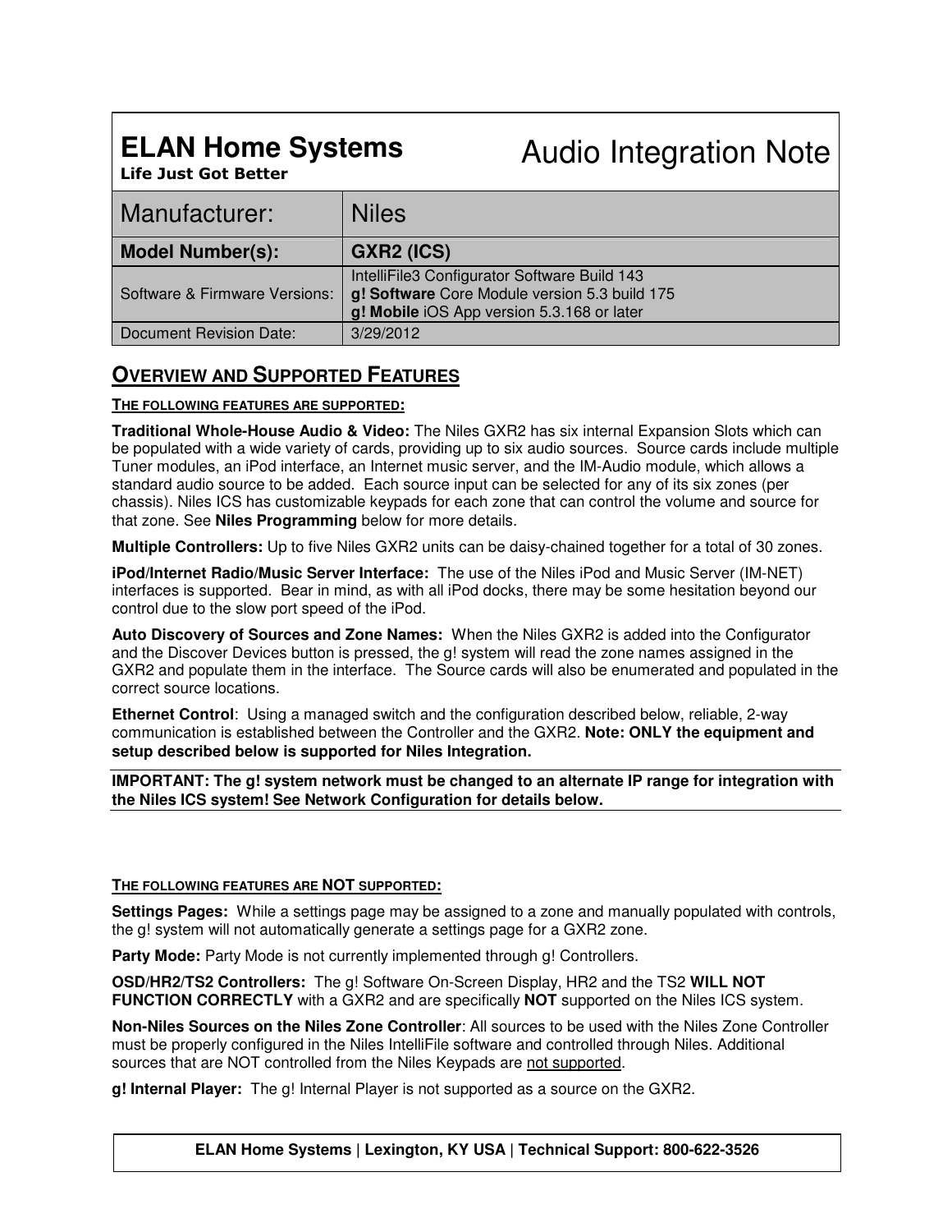# ELAN Home Systems

**Life Just Got Better**

Audio Integration Note

| Manufacturer: | Niles |
|---|---|
| **Model Number(s):** | **GXR2 (ICS)** |
| Software & Firmware Versions: | IntelliFile3 Configurator Software Build 143<br>**g! Software** Core Module version 5.3 build 175<br>**g! Mobile** iOS App version 5.3.168 or later |
| Document Revision Date: | 3/29/2012 |

## OVERVIEW AND SUPPORTED FEATURES

### THE FOLLOWING FEATURES ARE SUPPORTED:

**Traditional Whole-House Audio & Video:** The Niles GXR2 has six internal Expansion Slots which can be populated with a wide variety of cards, providing up to six audio sources. Source cards include multiple Tuner modules, an iPod interface, an Internet music server, and the IM-Audio module, which allows a standard audio source to be added. Each source input can be selected for any of its six zones (per chassis). Niles ICS has customizable keypads for each zone that can control the volume and source for that zone. See **Niles Programming** below for more details.

**Multiple Controllers:** Up to five Niles GXR2 units can be daisy-chained together for a total of 30 zones.

**iPod/Internet Radio/Music Server Interface:** The use of the Niles iPod and Music Server (IM-NET) interfaces is supported. Bear in mind, as with all iPod docks, there may be some hesitation beyond our control due to the slow port speed of the iPod.

**Auto Discovery of Sources and Zone Names:** When the Niles GXR2 is added into the Configurator and the Discover Devices button is pressed, the g! system will read the zone names assigned in the GXR2 and populate them in the interface. The Source cards will also be enumerated and populated in the correct source locations.

**Ethernet Control**: Using a managed switch and the configuration described below, reliable, 2-way communication is established between the Controller and the GXR2. **Note: ONLY the equipment and setup described below is supported for Niles Integration.**

**IMPORTANT: The g! system network must be changed to an alternate IP range for integration with the Niles ICS system! See Network Configuration for details below.**

### THE FOLLOWING FEATURES ARE NOT SUPPORTED:

**Settings Pages:** While a settings page may be assigned to a zone and manually populated with controls, the g! system will not automatically generate a settings page for a GXR2 zone.

**Party Mode:** Party Mode is not currently implemented through g! Controllers.

**OSD/HR2/TS2 Controllers:** The g! Software On-Screen Display, HR2 and the TS2 **WILL NOT FUNCTION CORRECTLY** with a GXR2 and are specifically **NOT** supported on the Niles ICS system.

**Non-Niles Sources on the Niles Zone Controller**: All sources to be used with the Niles Zone Controller must be properly configured in the Niles IntelliFile software and controlled through Niles. Additional sources that are NOT controlled from the Niles Keypads are not supported.

**g! Internal Player:** The g! Internal Player is not supported as a source on the GXR2.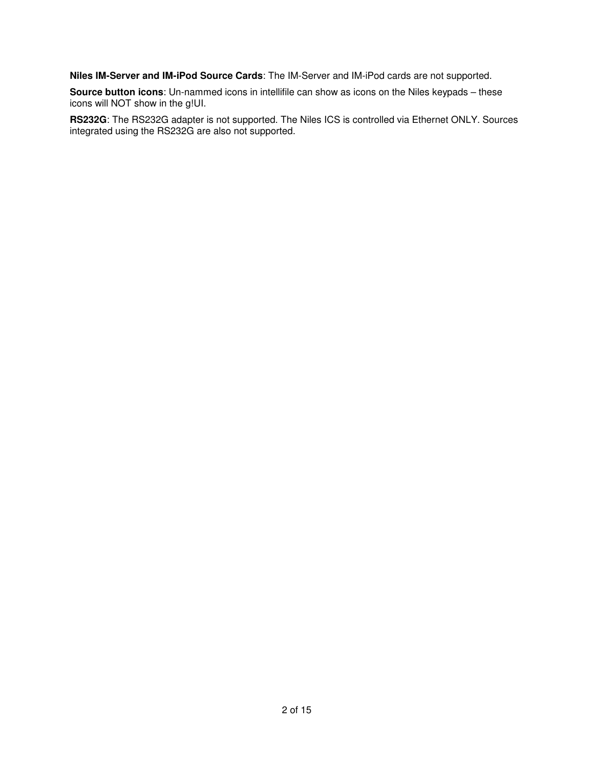**Niles IM-Server and IM-iPod Source Cards**: The IM-Server and IM-iPod cards are not supported.

**Source button icons**: Un-nammed icons in intellifile can show as icons on the Niles keypads – these icons will NOT show in the g!UI.

**RS232G**: The RS232G adapter is not supported. The Niles ICS is controlled via Ethernet ONLY. Sources integrated using the RS232G are also not supported.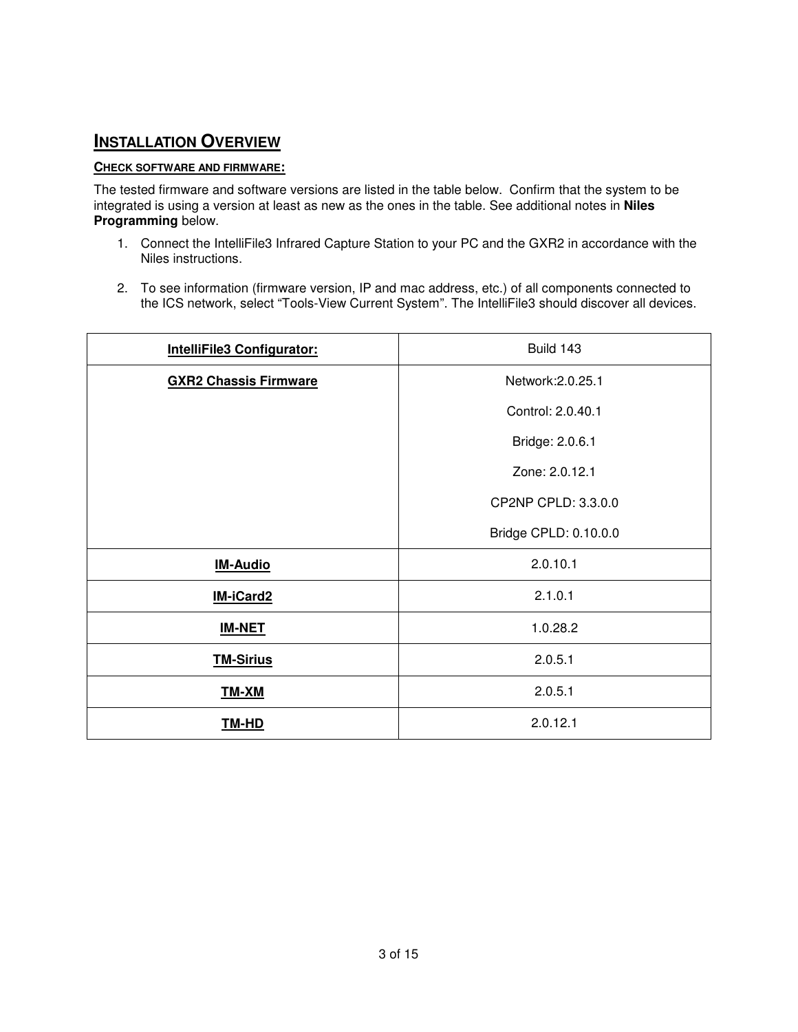# INSTALLATION OVERVIEW

## CHECK SOFTWARE AND FIRMWARE:

The tested firmware and software versions are listed in the table below. Confirm that the system to be integrated is using a version at least as new as the ones in the table. See additional notes in **Niles Programming** below.

1. Connect the IntelliFile3 Infrared Capture Station to your PC and the GXR2 in accordance with the Niles instructions.

2. To see information (firmware version, IP and mac address, etc.) of all components connected to the ICS network, select "Tools-View Current System". The IntelliFile3 should discover all devices.

| **IntelliFile3 Configurator:** | Build 143 |
|---|---|
| **GXR2 Chassis Firmware** | Network:2.0.25.1<br>Control: 2.0.40.1<br>Bridge: 2.0.6.1<br>Zone: 2.0.12.1<br>CP2NP CPLD: 3.3.0.0<br>Bridge CPLD: 0.10.0.0 |
| **IM-Audio** | 2.0.10.1 |
| **IM-iCard2** | 2.1.0.1 |
| **IM-NET** | 1.0.28.2 |
| **TM-Sirius** | 2.0.5.1 |
| **TM-XM** | 2.0.5.1 |
| **TM-HD** | 2.0.12.1 |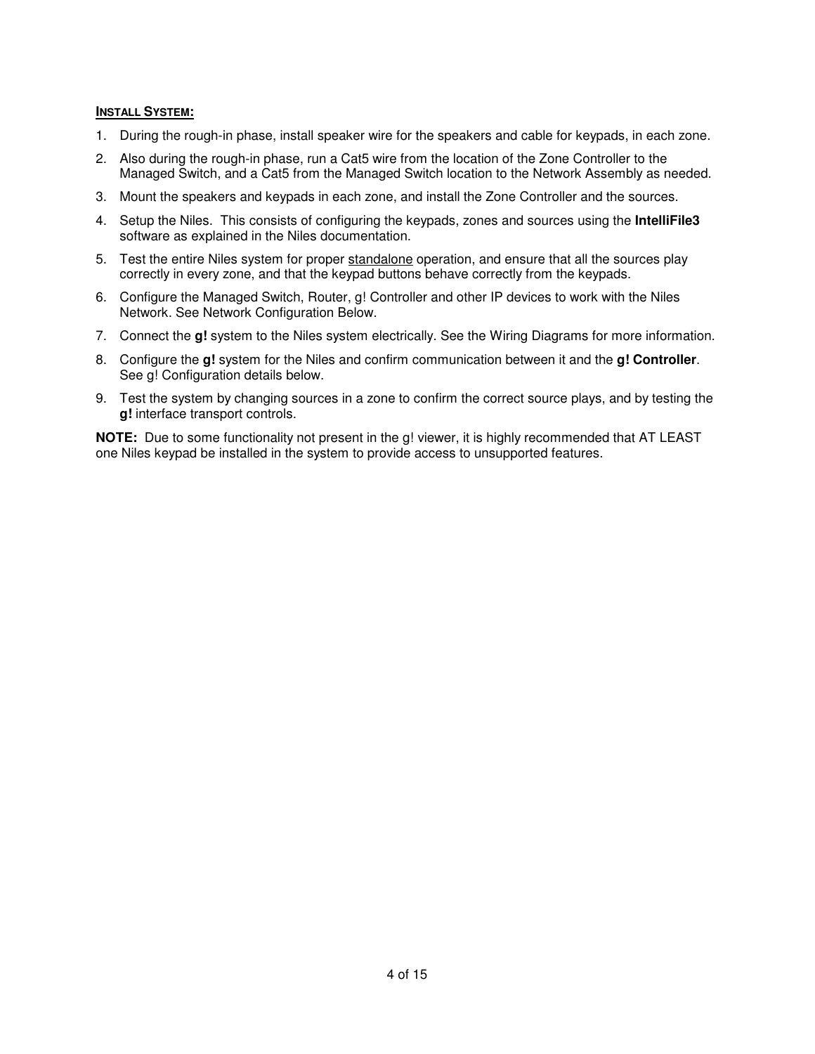## INSTALL SYSTEM:

1. During the rough-in phase, install speaker wire for the speakers and cable for keypads, in each zone.
2. Also during the rough-in phase, run a Cat5 wire from the location of the Zone Controller to the Managed Switch, and a Cat5 from the Managed Switch location to the Network Assembly as needed.
3. Mount the speakers and keypads in each zone, and install the Zone Controller and the sources.
4. Setup the Niles. This consists of configuring the keypads, zones and sources using the **IntelliFile3** software as explained in the Niles documentation.
5. Test the entire Niles system for proper <u>standalone</u> operation, and ensure that all the sources play correctly in every zone, and that the keypad buttons behave correctly from the keypads.
6. Configure the Managed Switch, Router, g! Controller and other IP devices to work with the Niles Network. See Network Configuration Below.
7. Connect the **g!** system to the Niles system electrically. See the Wiring Diagrams for more information.
8. Configure the **g!** system for the Niles and confirm communication between it and the **g! Controller**. See g! Configuration details below.
9. Test the system by changing sources in a zone to confirm the correct source plays, and by testing the **g!** interface transport controls.

**NOTE:** Due to some functionality not present in the g! viewer, it is highly recommended that AT LEAST one Niles keypad be installed in the system to provide access to unsupported features.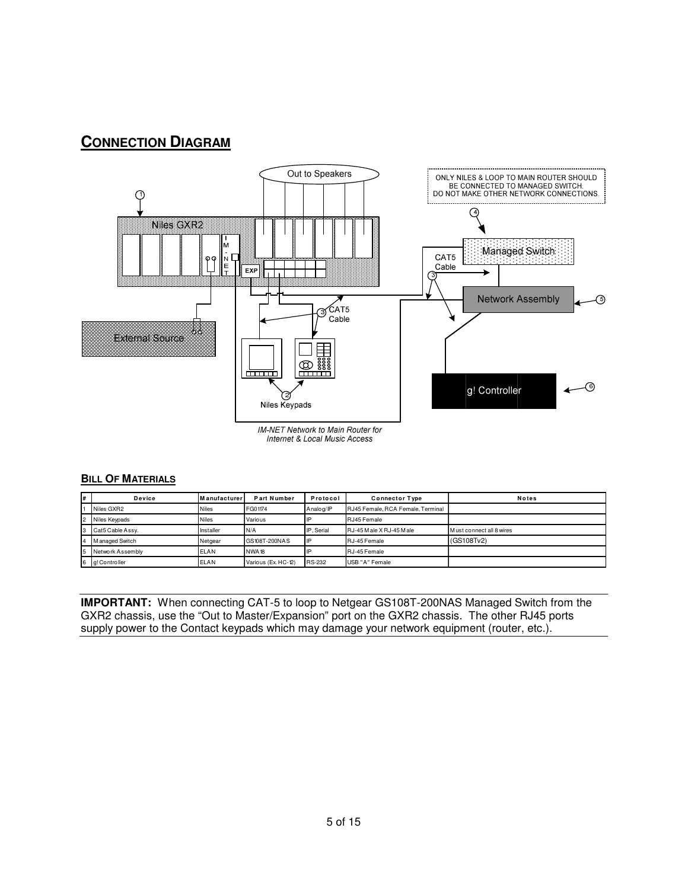## CONNECTION DIAGRAM

ONLY NILES & LOOP TO MAIN ROUTER SHOULD BE CONNECTED TO MANAGED SWITCH. DO NOT MAKE OTHER NETWORK CONNECTIONS.

Niles GXR2

Out to Speakers

IM-NET

EXP

Managed Switch

CAT5 Cable

Network Assembly

CAT5 Cable

External Source

g! Controller

Niles Keypads

*IM-NET Network to Main Router for Internet & Local Music Access*

### BILL OF MATERIALS

| # | Device | Manufacturer | Part Number | Protocol | Connector Type | Notes |
|---|---|---|---|---|---|---|
| 1 | Niles GXR2 | Niles | FG01174 | Analog/IP | RJ45 Female, RCA Female, Terminal | |
| 2 | Niles Keypads | Niles | Various | IP | RJ45 Female | |
| 3 | Cat5 Cable Assy. | Installer | N/A | IP, Serial | RJ-45 Male X RJ-45 Male | Must connect all 8 wires |
| 4 | Managed Switch | Netgear | GS108T-200NAS | IP | RJ-45 Female | (GS108Tv2) |
| 5 | Network Assembly | ELAN | NWA18 | IP | RJ-45 Female | |
| 6 | g! Controller | ELAN | Various (Ex. HC-12) | RS-232 | USB "A" Female | |

**IMPORTANT:** When connecting CAT-5 to loop to Netgear GS108T-200NAS Managed Switch from the GXR2 chassis, use the "Out to Master/Expansion" port on the GXR2 chassis. The other RJ45 ports supply power to the Contact keypads which may damage your network equipment (router, etc.).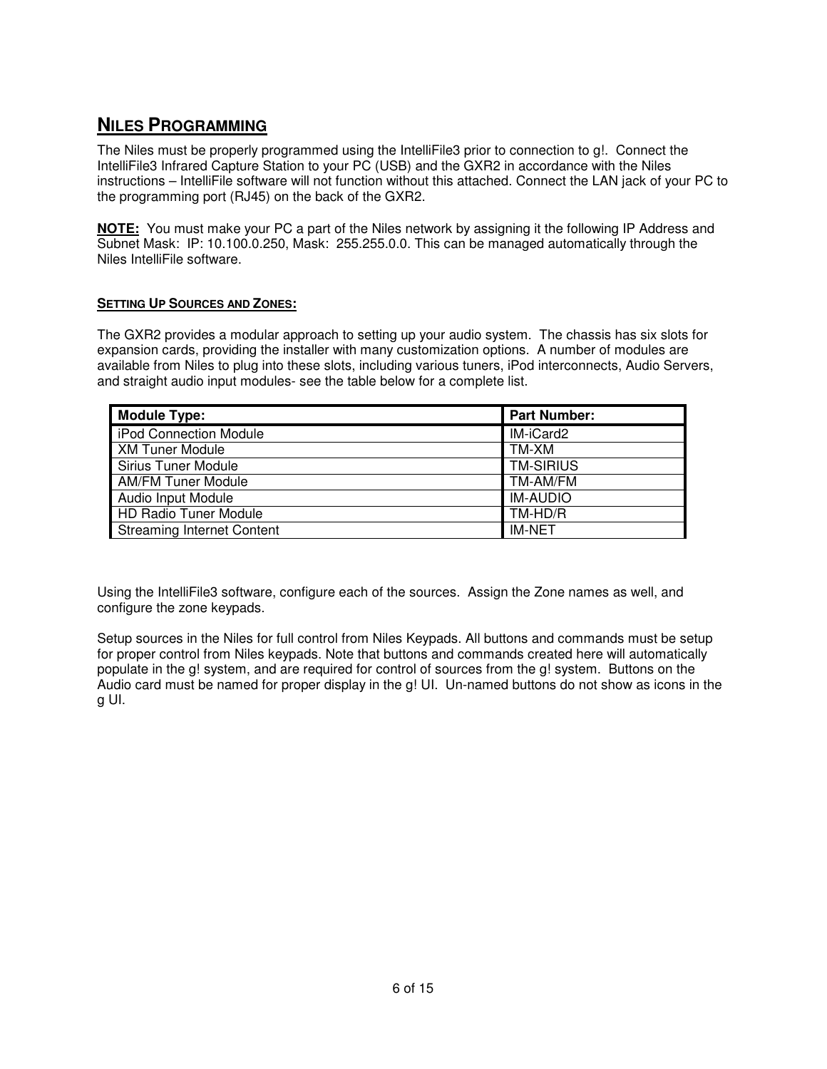## NILES PROGRAMMING

The Niles must be properly programmed using the IntelliFile3 prior to connection to g!. Connect the IntelliFile3 Infrared Capture Station to your PC (USB) and the GXR2 in accordance with the Niles instructions – IntelliFile software will not function without this attached. Connect the LAN jack of your PC to the programming port (RJ45) on the back of the GXR2.

**NOTE:** You must make your PC a part of the Niles network by assigning it the following IP Address and Subnet Mask: IP: 10.100.0.250, Mask: 255.255.0.0. This can be managed automatically through the Niles IntelliFile software.

### SETTING UP SOURCES AND ZONES:

The GXR2 provides a modular approach to setting up your audio system. The chassis has six slots for expansion cards, providing the installer with many customization options. A number of modules are available from Niles to plug into these slots, including various tuners, iPod interconnects, Audio Servers, and straight audio input modules- see the table below for a complete list.

| Module Type: | Part Number: |
|---|---|
| iPod Connection Module | IM-iCard2 |
| XM Tuner Module | TM-XM |
| Sirius Tuner Module | TM-SIRIUS |
| AM/FM Tuner Module | TM-AM/FM |
| Audio Input Module | IM-AUDIO |
| HD Radio Tuner Module | TM-HD/R |
| Streaming Internet Content | IM-NET |

Using the IntelliFile3 software, configure each of the sources. Assign the Zone names as well, and configure the zone keypads.

Setup sources in the Niles for full control from Niles Keypads. All buttons and commands must be setup for proper control from Niles keypads. Note that buttons and commands created here will automatically populate in the g! system, and are required for control of sources from the g! system. Buttons on the Audio card must be named for proper display in the g! UI. Un-named buttons do not show as icons in the g UI.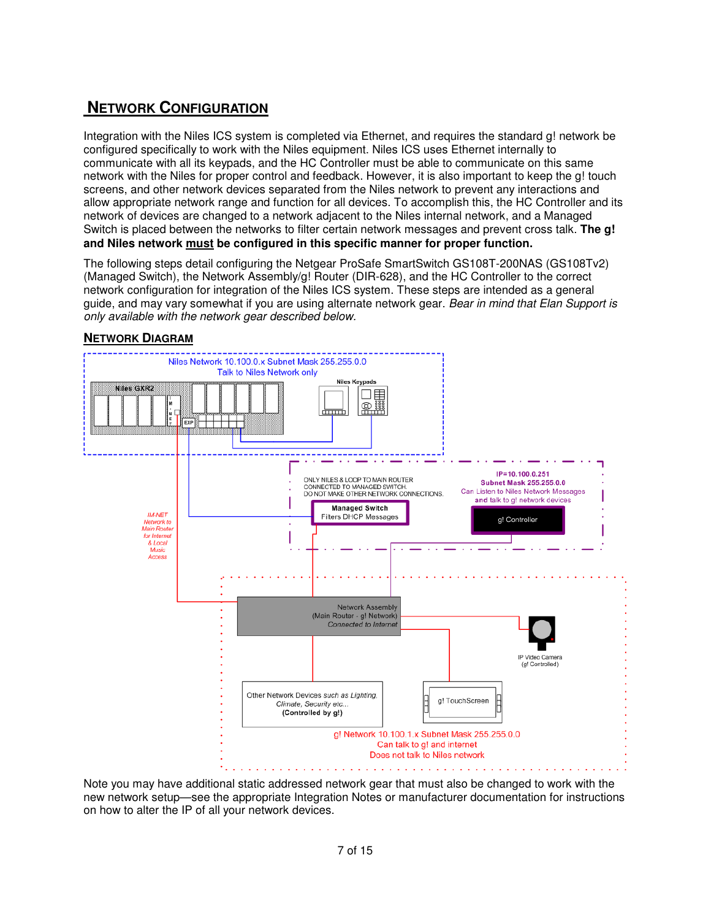## Network Configuration

Integration with the Niles ICS system is completed via Ethernet, and requires the standard g! network be configured specifically to work with the Niles equipment. Niles ICS uses Ethernet internally to communicate with all its keypads, and the HC Controller must be able to communicate on this same network with the Niles for proper control and feedback. However, it is also important to keep the g! touch screens, and other network devices separated from the Niles network to prevent any interactions and allow appropriate network range and function for all devices. To accomplish this, the HC Controller and its network of devices are changed to a network adjacent to the Niles internal network, and a Managed Switch is placed between the networks to filter certain network messages and prevent cross talk. **The g! and Niles network <u>must</u> be configured in this specific manner for proper function.**

The following steps detail configuring the Netgear ProSafe SmartSwitch GS108T-200NAS (GS108Tv2) (Managed Switch), the Network Assembly/g! Router (DIR-628), and the HC Controller to the correct network configuration for integration of the Niles ICS system. These steps are intended as a general guide, and may vary somewhat if you are using alternate network gear. *Bear in mind that Elan Support is only available with the network gear described below.*

### Network Diagram

Note you may have additional static addressed network gear that must also be changed to work with the new network setup—see the appropriate Integration Notes or manufacturer documentation for instructions on how to alter the IP of all your network devices.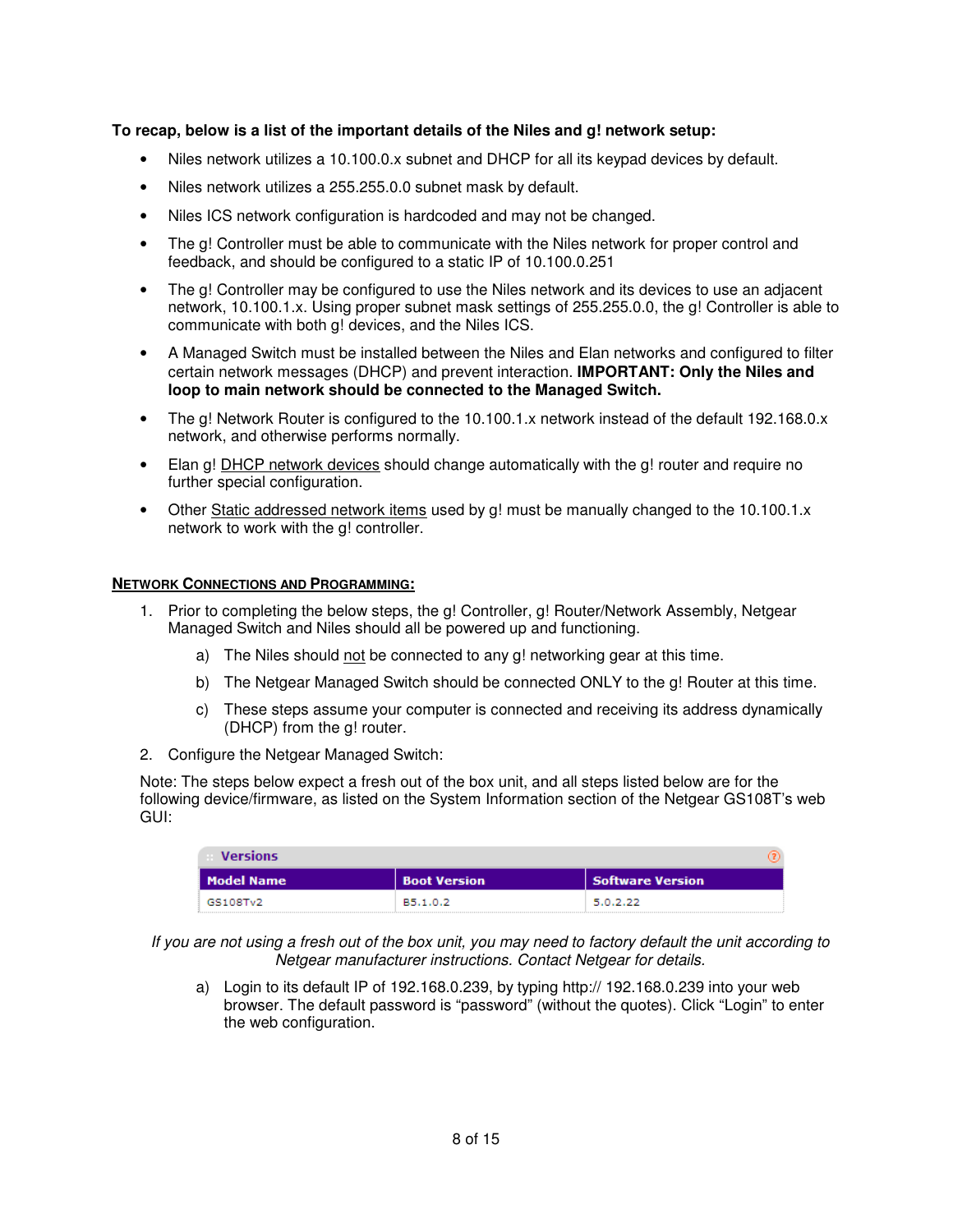**To recap, below is a list of the important details of the Niles and g! network setup:**

- Niles network utilizes a 10.100.0.x subnet and DHCP for all its keypad devices by default.
- Niles network utilizes a 255.255.0.0 subnet mask by default.
- Niles ICS network configuration is hardcoded and may not be changed.
- The g! Controller must be able to communicate with the Niles network for proper control and feedback, and should be configured to a static IP of 10.100.0.251
- The g! Controller may be configured to use the Niles network and its devices to use an adjacent network, 10.100.1.x. Using proper subnet mask settings of 255.255.0.0, the g! Controller is able to communicate with both g! devices, and the Niles ICS.
- A Managed Switch must be installed between the Niles and Elan networks and configured to filter certain network messages (DHCP) and prevent interaction. **IMPORTANT: Only the Niles and loop to main network should be connected to the Managed Switch.**
- The g! Network Router is configured to the 10.100.1.x network instead of the default 192.168.0.x network, and otherwise performs normally.
- Elan g! DHCP network devices should change automatically with the g! router and require no further special configuration.
- Other Static addressed network items used by g! must be manually changed to the 10.100.1.x network to work with the g! controller.

## NETWORK CONNECTIONS AND PROGRAMMING:

1. Prior to completing the below steps, the g! Controller, g! Router/Network Assembly, Netgear Managed Switch and Niles should all be powered up and functioning.
   a) The Niles should not be connected to any g! networking gear at this time.
   b) The Netgear Managed Switch should be connected ONLY to the g! Router at this time.
   c) These steps assume your computer is connected and receiving its address dynamically (DHCP) from the g! router.
2. Configure the Netgear Managed Switch:

Note: The steps below expect a fresh out of the box unit, and all steps listed below are for the following device/firmware, as listed on the System Information section of the Netgear GS108T's web GUI:

**Versions**

| Model Name | Boot Version | Software Version |
|---|---|---|
| GS108Tv2 | B5.1.0.2 | 5.0.2.22 |

*If you are not using a fresh out of the box unit, you may need to factory default the unit according to Netgear manufacturer instructions. Contact Netgear for details.*

   a) Login to its default IP of 192.168.0.239, by typing http:// 192.168.0.239 into your web browser. The default password is "password" (without the quotes). Click "Login" to enter the web configuration.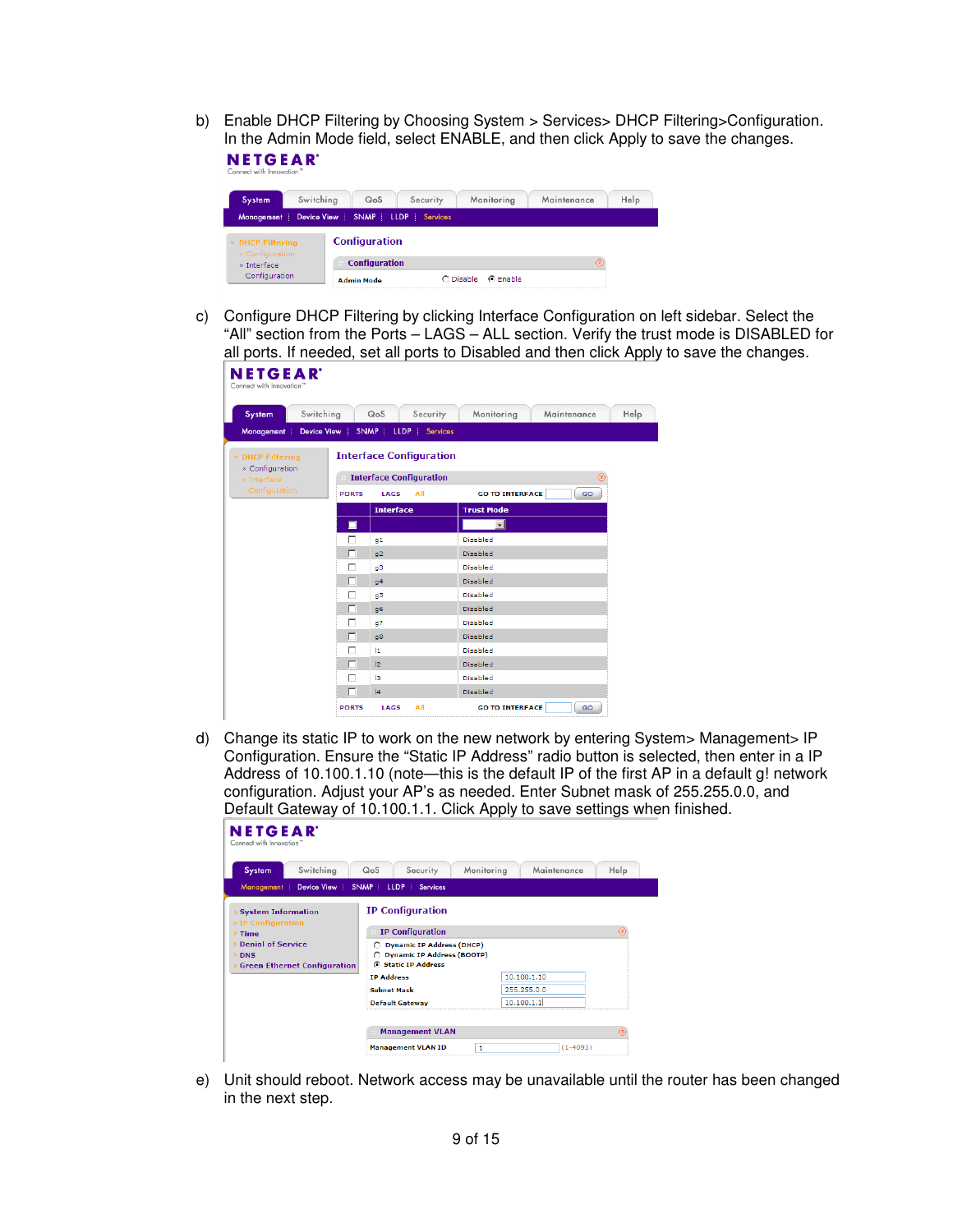b) Enable DHCP Filtering by Choosing System > Services> DHCP Filtering>Configuration. In the Admin Mode field, select ENABLE, and then click Apply to save the changes.

c) Configure DHCP Filtering by clicking Interface Configuration on left sidebar. Select the “All” section from the Ports – LAGS – ALL section. Verify the trust mode is DISABLED for all ports. If needed, set all ports to Disabled and then click Apply to save the changes.

d) Change its static IP to work on the new network by entering System> Management> IP Configuration. Ensure the “Static IP Address” radio button is selected, then enter in a IP Address of 10.100.1.10 (note—this is the default IP of the first AP in a default g! network configuration. Adjust your AP’s as needed. Enter Subnet mask of 255.255.0.0, and Default Gateway of 10.100.1.1. Click Apply to save settings when finished.

e) Unit should reboot. Network access may be unavailable until the router has been changed in the next step.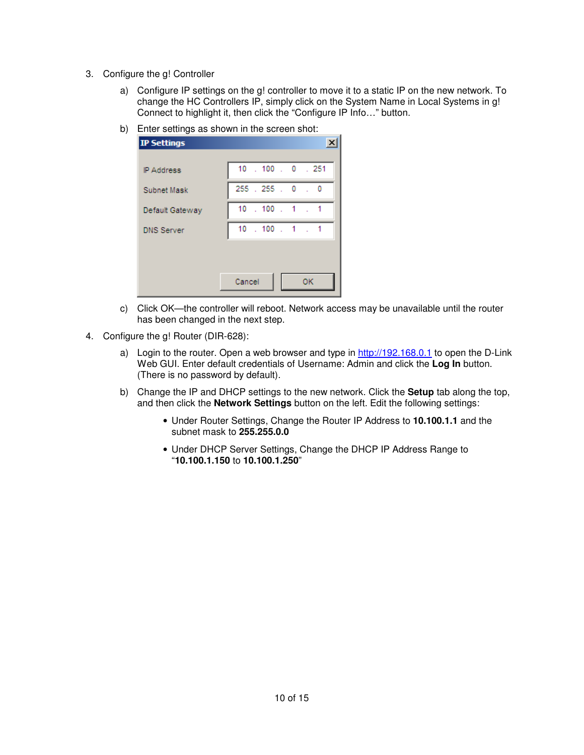3. Configure the g! Controller

   a) Configure IP settings on the g! controller to move it to a static IP on the new network. To change the HC Controllers IP, simply click on the System Name in Local Systems in g! Connect to highlight it, then click the “Configure IP Info…” button.

   b) Enter settings as shown in the screen shot:

      **IP Settings**

      | | |
      |---|---|
      | IP Address | 10 . 100 . 0 . 251 |
      | Subnet Mask | 255 . 255 . 0 . 0 |
      | Default Gateway | 10 . 100 . 1 . 1 |
      | DNS Server | 10 . 100 . 1 . 1 |

      Cancel | OK

   c) Click OK—the controller will reboot. Network access may be unavailable until the router has been changed in the next step.

4. Configure the g! Router (DIR-628):

   a) Login to the router. Open a web browser and type in http://192.168.0.1 to open the D-Link Web GUI. Enter default credentials of Username: Admin and click the **Log In** button. (There is no password by default).

   b) Change the IP and DHCP settings to the new network. Click the **Setup** tab along the top, and then click the **Network Settings** button on the left. Edit the following settings:

      - Under Router Settings, Change the Router IP Address to **10.100.1.1** and the subnet mask to **255.255.0.0**
      - Under DHCP Server Settings, Change the DHCP IP Address Range to “**10.100.1.150** to **10.100.1.250**”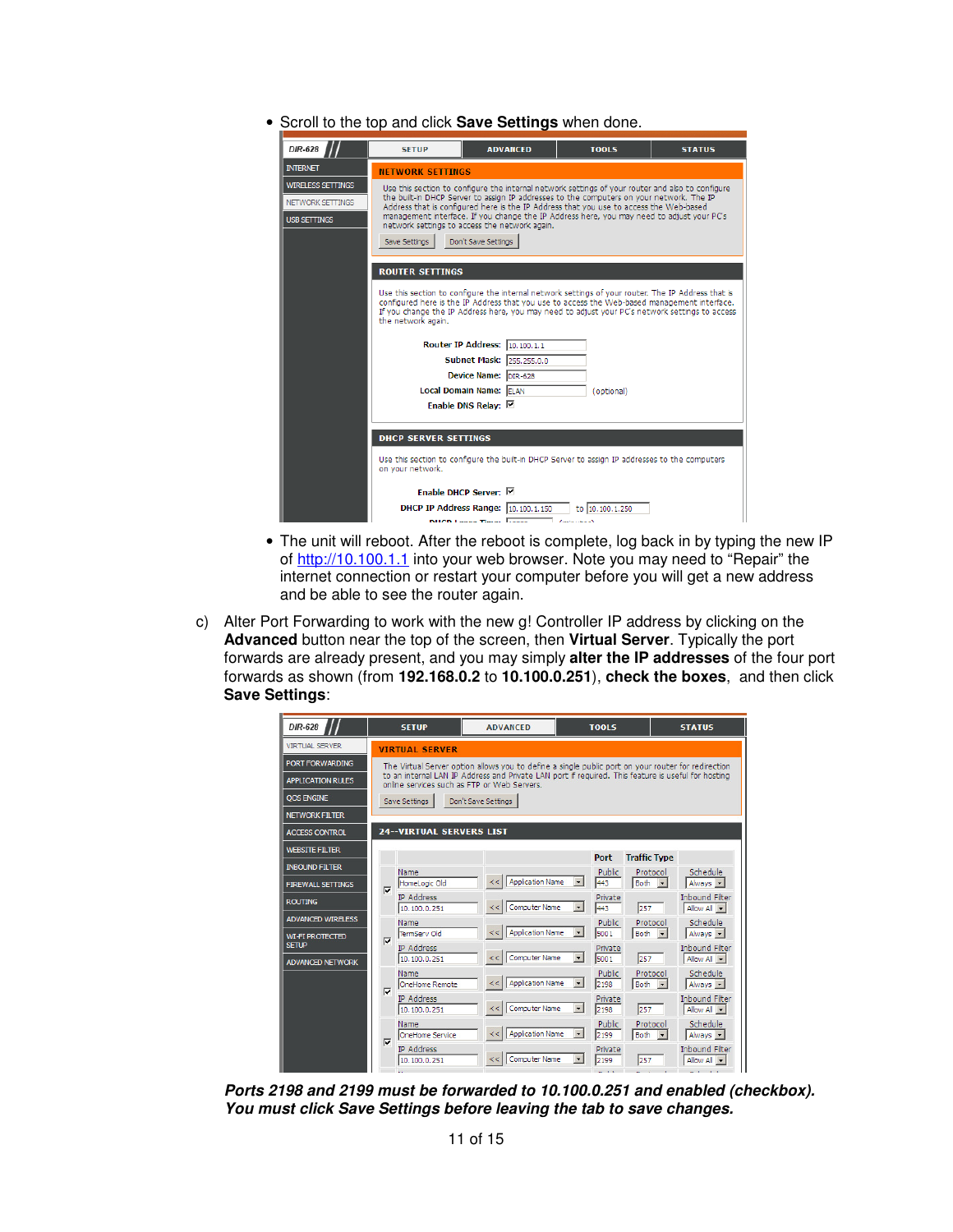- Scroll to the top and click **Save Settings** when done.

- The unit will reboot. After the reboot is complete, log back in by typing the new IP of http://10.100.1.1 into your web browser. Note you may need to "Repair" the internet connection or restart your computer before you will get a new address and be able to see the router again.

c) Alter Port Forwarding to work with the new g! Controller IP address by clicking on the **Advanced** button near the top of the screen, then **Virtual Server**. Typically the port forwards are already present, and you may simply **alter the IP addresses** of the four port forwards as shown (from **192.168.0.2** to **10.100.0.251**), **check the boxes**, and then click **Save Settings**:

***Ports 2198 and 2199 must be forwarded to 10.100.0.251 and enabled (checkbox). You must click Save Settings before leaving the tab to save changes.***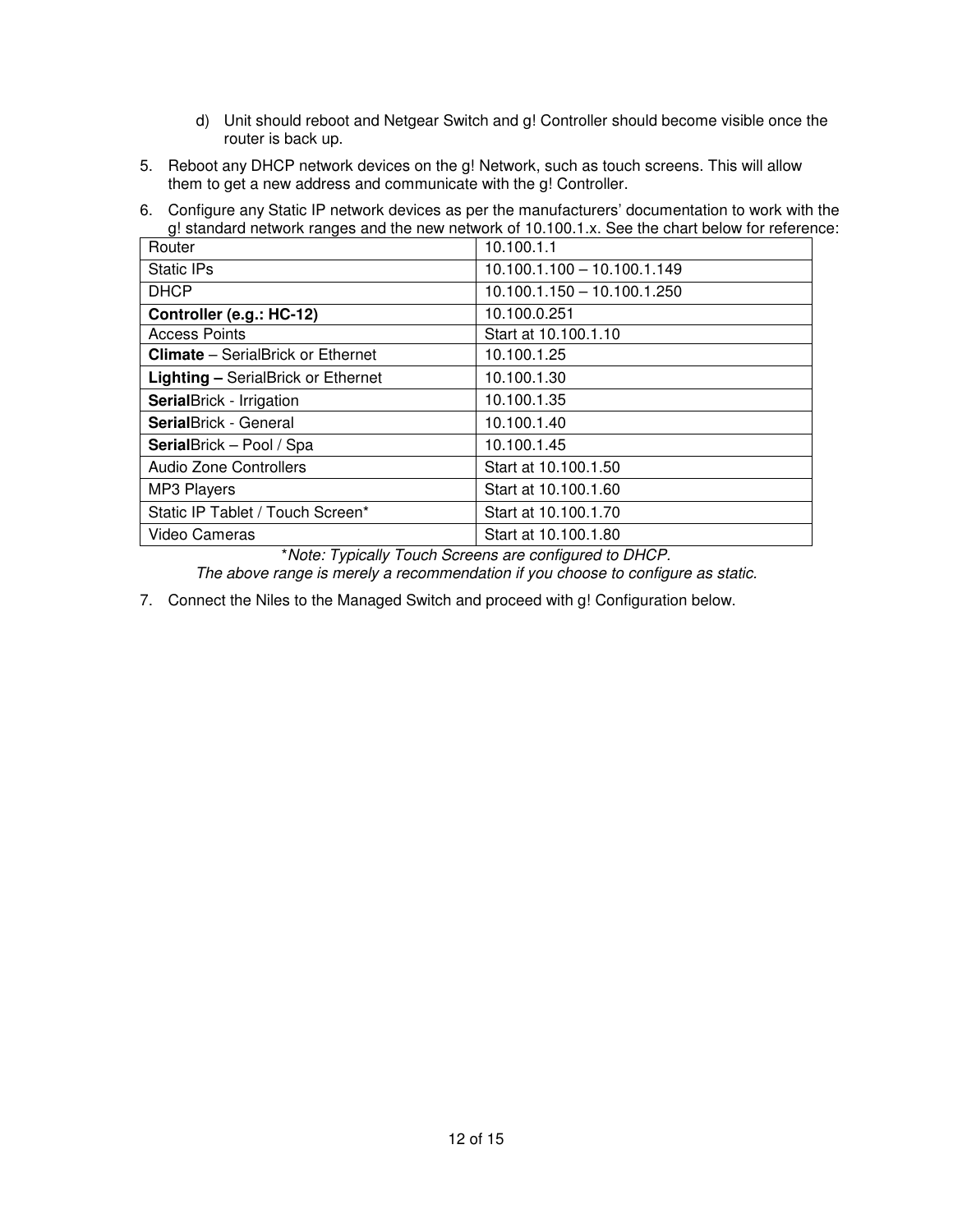d) Unit should reboot and Netgear Switch and g! Controller should become visible once the router is back up.

5. Reboot any DHCP network devices on the g! Network, such as touch screens. This will allow them to get a new address and communicate with the g! Controller.

6. Configure any Static IP network devices as per the manufacturers' documentation to work with the g! standard network ranges and the new network of 10.100.1.x. See the chart below for reference:

| Router | 10.100.1.1 |
|---|---|
| Static IPs | 10.100.1.100 – 10.100.1.149 |
| DHCP | 10.100.1.150 – 10.100.1.250 |
| **Controller (e.g.: HC-12)** | 10.100.0.251 |
| Access Points | Start at 10.100.1.10 |
| **Climate** – SerialBrick or Ethernet | 10.100.1.25 |
| **Lighting –** SerialBrick or Ethernet | 10.100.1.30 |
| **Serial**Brick - Irrigation | 10.100.1.35 |
| **Serial**Brick - General | 10.100.1.40 |
| **Serial**Brick – Pool / Spa | 10.100.1.45 |
| Audio Zone Controllers | Start at 10.100.1.50 |
| MP3 Players | Start at 10.100.1.60 |
| Static IP Tablet / Touch Screen* | Start at 10.100.1.70 |
| Video Cameras | Start at 10.100.1.80 |

**Note: Typically Touch Screens are configured to DHCP.*
*The above range is merely a recommendation if you choose to configure as static.*

7. Connect the Niles to the Managed Switch and proceed with g! Configuration below.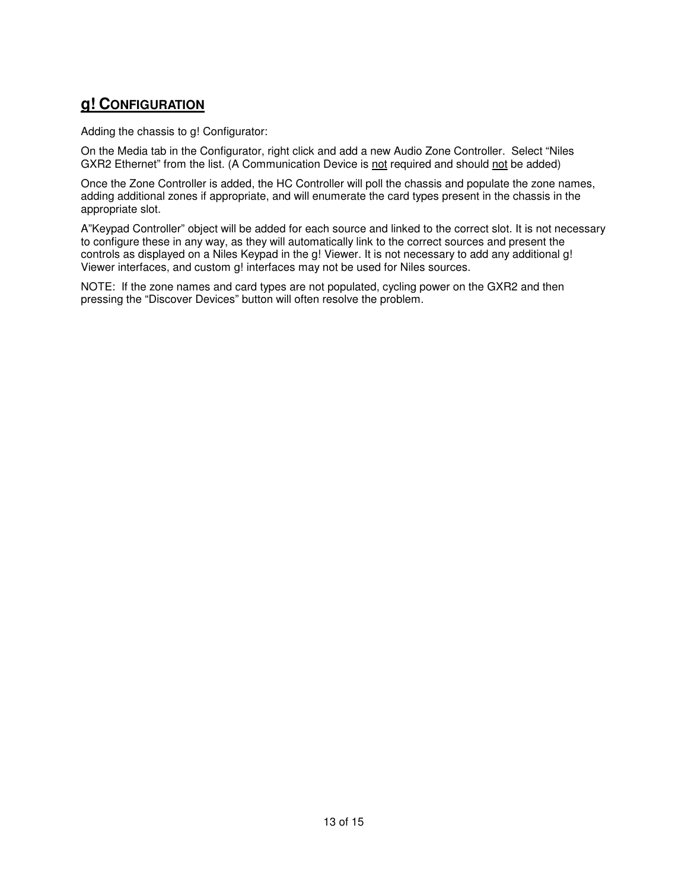## g! CONFIGURATION

Adding the chassis to g! Configurator:

On the Media tab in the Configurator, right click and add a new Audio Zone Controller.  Select “Niles GXR2 Ethernet” from the list. (A Communication Device is <u>not</u> required and should <u>not</u> be added)

Once the Zone Controller is added, the HC Controller will poll the chassis and populate the zone names, adding additional zones if appropriate, and will enumerate the card types present in the chassis in the appropriate slot.

A”Keypad Controller” object will be added for each source and linked to the correct slot. It is not necessary to configure these in any way, as they will automatically link to the correct sources and present the controls as displayed on a Niles Keypad in the g! Viewer. It is not necessary to add any additional g! Viewer interfaces, and custom g! interfaces may not be used for Niles sources.

NOTE:  If the zone names and card types are not populated, cycling power on the GXR2 and then pressing the “Discover Devices” button will often resolve the problem.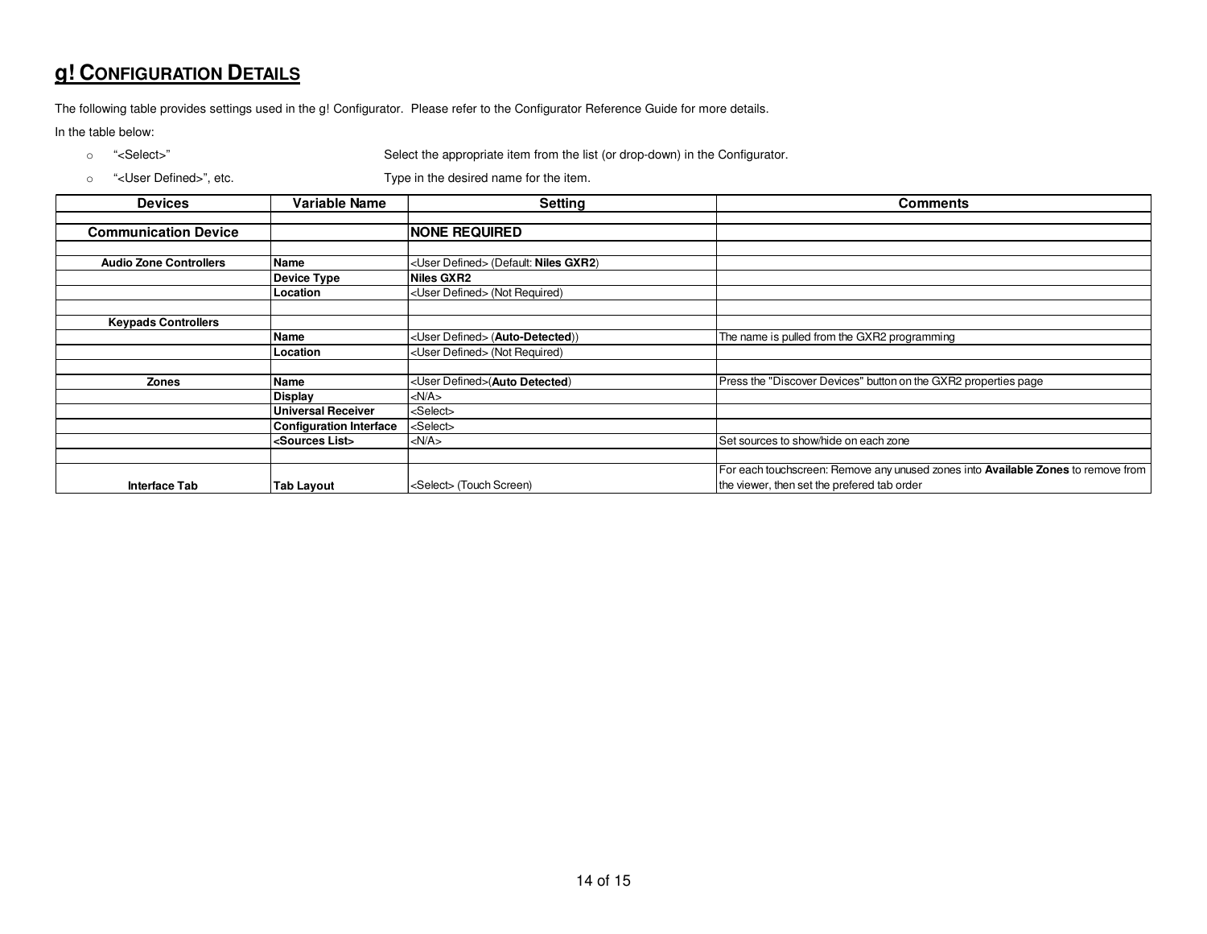## g! Configuration Details

The following table provides settings used in the g! Configurator. Please refer to the Configurator Reference Guide for more details.

In the table below:

- "<Select>" — Select the appropriate item from the list (or drop-down) in the Configurator.
- "<User Defined>", etc. — Type in the desired name for the item.

| Devices | Variable Name | Setting | Comments |
|---|---|---|---|
| | | | |
| **Communication Device** | | **NONE REQUIRED** | |
| | | | |
| **Audio Zone Controllers** | **Name** | <User Defined> (Default: **Niles GXR2**) | |
| | **Device Type** | **Niles GXR2** | |
| | **Location** | <User Defined> (Not Required) | |
| | | | |
| **Keypads Controllers** | | | |
| | **Name** | <User Defined> (**Auto-Detected**)) | The name is pulled from the GXR2 programming |
| | **Location** | <User Defined> (Not Required) | |
| | | | |
| **Zones** | **Name** | <User Defined>(**Auto Detected**) | Press the "Discover Devices" button on the GXR2 properties page |
| | **Display** | <N/A> | |
| | **Universal Receiver** | <Select> | |
| | **Configuration Interface** | <Select> | |
| | **<Sources List>** | <N/A> | Set sources to show/hide on each zone |
| | | | |
| **Interface Tab** | **Tab Layout** | <Select> (Touch Screen) | For each touchscreen: Remove any unused zones into **Available Zones** to remove from the viewer, then set the prefered tab order |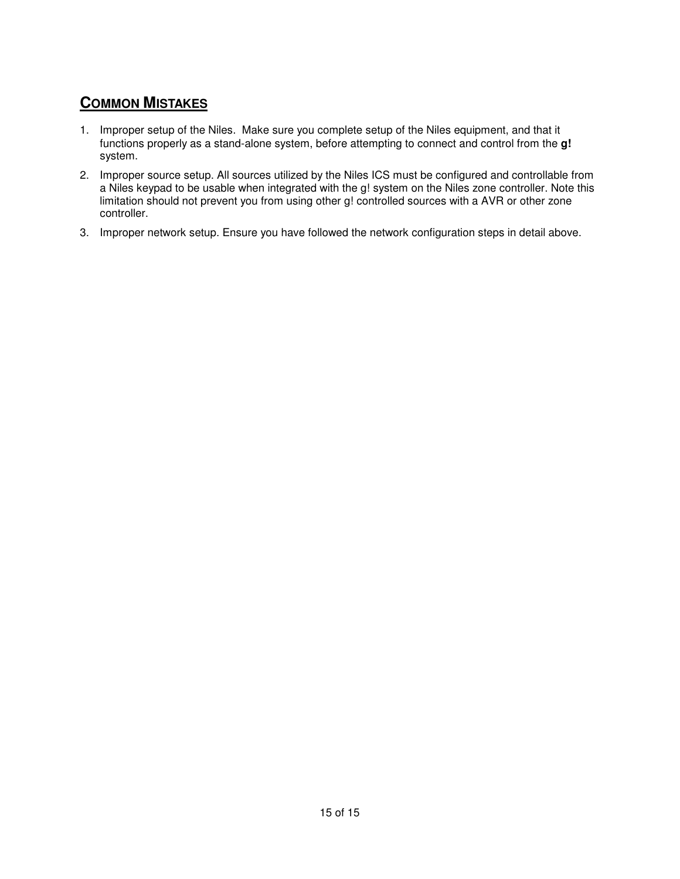## COMMON MISTAKES

1. Improper setup of the Niles. Make sure you complete setup of the Niles equipment, and that it functions properly as a stand-alone system, before attempting to connect and control from the **g!** system.
2. Improper source setup. All sources utilized by the Niles ICS must be configured and controllable from a Niles keypad to be usable when integrated with the g! system on the Niles zone controller. Note this limitation should not prevent you from using other g! controlled sources with a AVR or other zone controller.
3. Improper network setup. Ensure you have followed the network configuration steps in detail above.